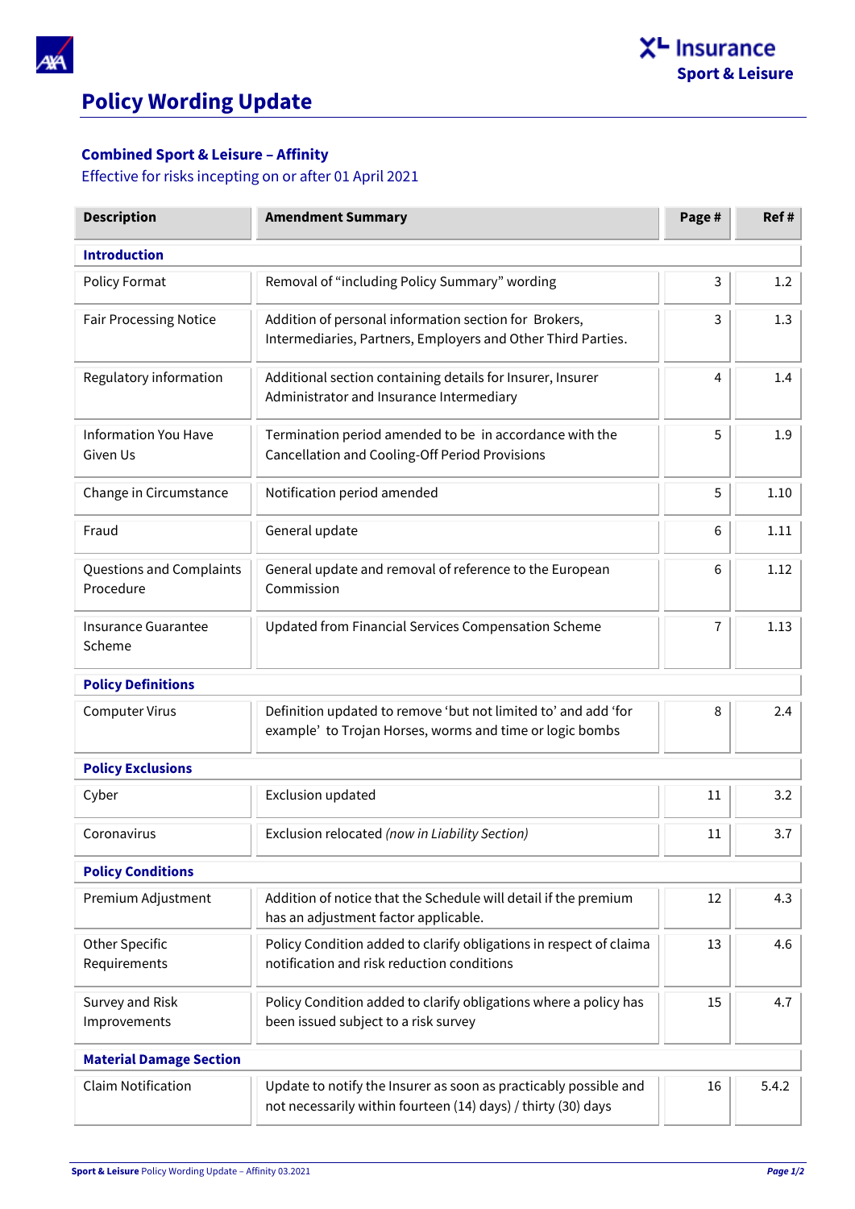XL Insurance
Sport & Leisure

# Policy Wording Update

### Combined Sport & Leisure – Affinity

Effective for risks incepting on or after 01 April 2021

| Description | Amendment Summary | Page # | Ref # |
|---|---|---|---|
| **Introduction** | | | |
| Policy Format | Removal of "including Policy Summary" wording | 3 | 1.2 |
| Fair Processing Notice | Addition of personal information section for Brokers, Intermediaries, Partners, Employers and Other Third Parties. | 3 | 1.3 |
| Regulatory information | Additional section containing details for Insurer, Insurer Administrator and Insurance Intermediary | 4 | 1.4 |
| Information You Have Given Us | Termination period amended to be in accordance with the Cancellation and Cooling-Off Period Provisions | 5 | 1.9 |
| Change in Circumstance | Notification period amended | 5 | 1.10 |
| Fraud | General update | 6 | 1.11 |
| Questions and Complaints Procedure | General update and removal of reference to the European Commission | 6 | 1.12 |
| Insurance Guarantee Scheme | Updated from Financial Services Compensation Scheme | 7 | 1.13 |
| **Policy Definitions** | | | |
| Computer Virus | Definition updated to remove 'but not limited to' and add 'for example' to Trojan Horses, worms and time or logic bombs | 8 | 2.4 |
| **Policy Exclusions** | | | |
| Cyber | Exclusion updated | 11 | 3.2 |
| Coronavirus | Exclusion relocated *(now in Liability Section)* | 11 | 3.7 |
| **Policy Conditions** | | | |
| Premium Adjustment | Addition of notice that the Schedule will detail if the premium has an adjustment factor applicable. | 12 | 4.3 |
| Other Specific Requirements | Policy Condition added to clarify obligations in respect of claima notification and risk reduction conditions | 13 | 4.6 |
| Survey and Risk Improvements | Policy Condition added to clarify obligations where a policy has been issued subject to a risk survey | 15 | 4.7 |
| **Material Damage Section** | | | |
| Claim Notification | Update to notify the Insurer as soon as practicably possible and not necessarily within fourteen (14) days) / thirty (30) days | 16 | 5.4.2 |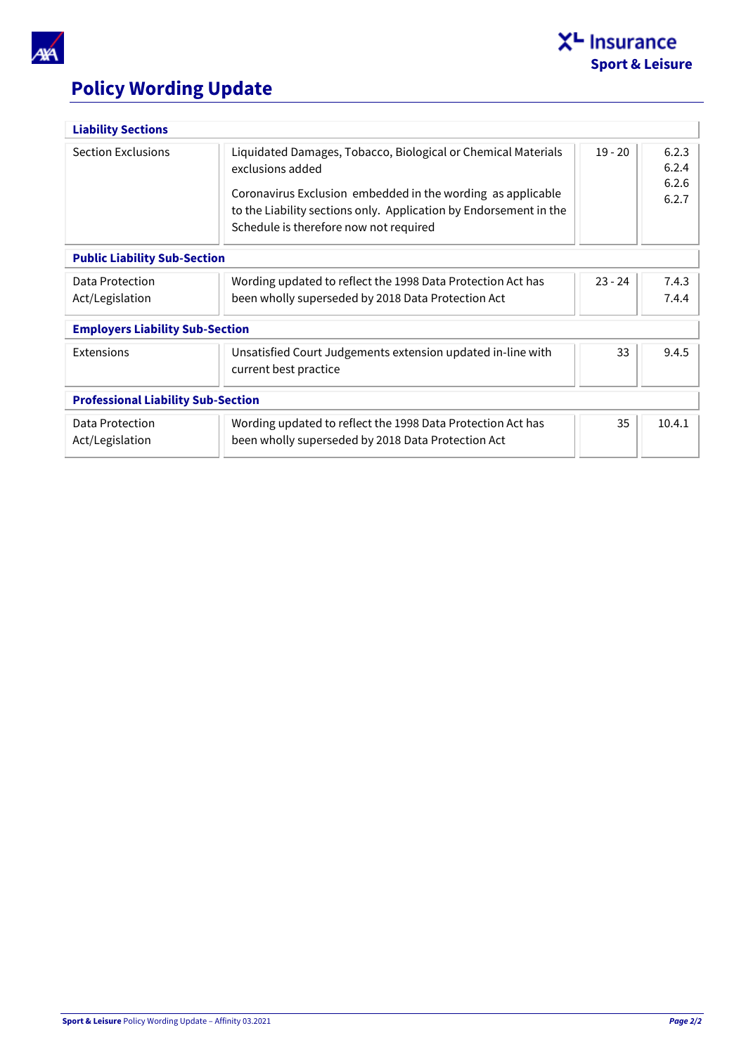# Policy Wording Update

| | | | |
|---|---|---|---|
| **Liability Sections** | | | |
| Section Exclusions | Liquidated Damages, Tobacco, Biological or Chemical Materials exclusions added<br><br>Coronavirus Exclusion embedded in the wording as applicable to the Liability sections only. Application by Endorsement in the Schedule is therefore now not required | 19 - 20 | 6.2.3<br>6.2.4<br>6.2.6<br>6.2.7 |
| **Public Liability Sub-Section** | | | |
| Data Protection Act/Legislation | Wording updated to reflect the 1998 Data Protection Act has been wholly superseded by 2018 Data Protection Act | 23 - 24 | 7.4.3<br>7.4.4 |
| **Employers Liability Sub-Section** | | | |
| Extensions | Unsatisfied Court Judgements extension updated in-line with current best practice | 33 | 9.4.5 |
| **Professional Liability Sub-Section** | | | |
| Data Protection Act/Legislation | Wording updated to reflect the 1998 Data Protection Act has been wholly superseded by 2018 Data Protection Act | 35 | 10.4.1 |